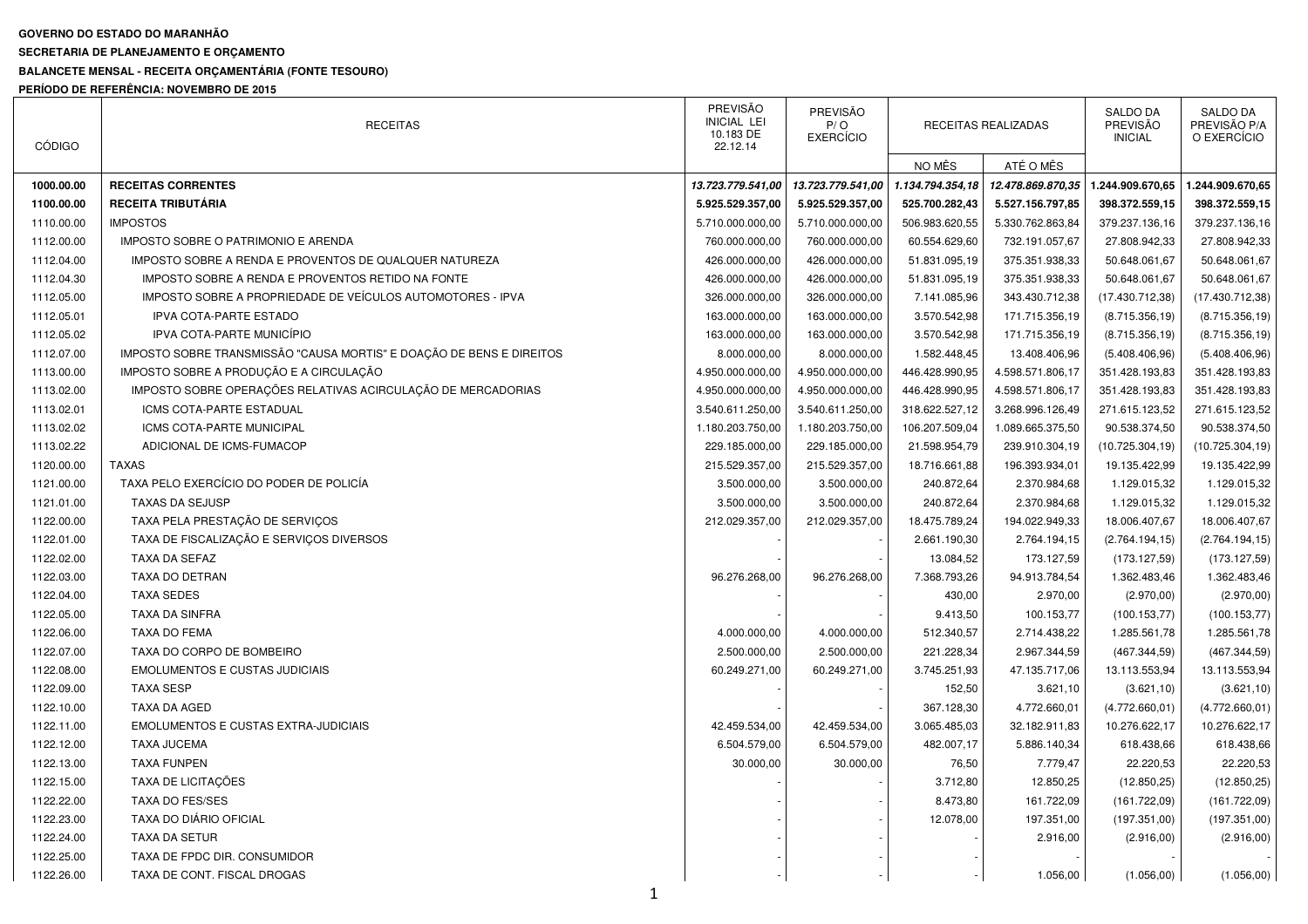**GOVERNO DO ESTADO DO MARANHÃO**

**SECRETARIA DE PLANEJAMENTO E ORÇAMENTO**

**BALANCETE MENSAL - RECEITA ORÇAMENTÁRIA (FONTE TESOURO)**

**PERÍODO DE REFERÊNCIA: NOVEMBRO DE 2015**

| CÓDIGO | RECEITAS | PREVISÃO INICIAL LEI 10.183 DE 22.12.14 | PREVISÃO P/ O EXERCÍCIO | RECEITAS REALIZADAS | | SALDO DA PREVISÃO INICIAL | SALDO DA PREVISÃO P/A O EXERCÍCIO |
|---|---|---|---|---|---|---|---|
| | | | | NO MÊS | ATÉ O MÊS | | |
| **1000.00.00** | **RECEITAS CORRENTES** | ***13.723.779.541,00*** | ***13.723.779.541,00*** | ***1.134.794.354,18*** | ***12.478.869.870,35*** | **1.244.909.670,65** | **1.244.909.670,65** |
| **1100.00.00** | **RECEITA TRIBUTÁRIA** | **5.925.529.357,00** | **5.925.529.357,00** | **525.700.282,43** | **5.527.156.797,85** | **398.372.559,15** | **398.372.559,15** |
| 1110.00.00 | IMPOSTOS | 5.710.000.000,00 | 5.710.000.000,00 | 506.983.620,55 | 5.330.762.863,84 | 379.237.136,16 | 379.237.136,16 |
| 1112.00.00 | IMPOSTO SOBRE O PATRIMONIO E ARENDA | 760.000.000,00 | 760.000.000,00 | 60.554.629,60 | 732.191.057,67 | 27.808.942,33 | 27.808.942,33 |
| 1112.04.00 | IMPOSTO SOBRE A RENDA E PROVENTOS DE QUALQUER NATUREZA | 426.000.000,00 | 426.000.000,00 | 51.831.095,19 | 375.351.938,33 | 50.648.061,67 | 50.648.061,67 |
| 1112.04.30 | IMPOSTO SOBRE A RENDA E PROVENTOS RETIDO NA FONTE | 426.000.000,00 | 426.000.000,00 | 51.831.095,19 | 375.351.938,33 | 50.648.061,67 | 50.648.061,67 |
| 1112.05.00 | IMPOSTO SOBRE A PROPRIEDADE DE VEÍCULOS AUTOMOTORES - IPVA | 326.000.000,00 | 326.000.000,00 | 7.141.085,96 | 343.430.712,38 | (17.430.712,38) | (17.430.712,38) |
| 1112.05.01 | IPVA COTA-PARTE ESTADO | 163.000.000,00 | 163.000.000,00 | 3.570.542,98 | 171.715.356,19 | (8.715.356,19) | (8.715.356,19) |
| 1112.05.02 | IPVA COTA-PARTE MUNICÍPIO | 163.000.000,00 | 163.000.000,00 | 3.570.542,98 | 171.715.356,19 | (8.715.356,19) | (8.715.356,19) |
| 1112.07.00 | IMPOSTO SOBRE TRANSMISSÃO "CAUSA MORTIS" E DOAÇÃO DE BENS E DIREITOS | 8.000.000,00 | 8.000.000,00 | 1.582.448,45 | 13.408.406,96 | (5.408.406,96) | (5.408.406,96) |
| 1113.00.00 | IMPOSTO SOBRE A PRODUÇÃO E A CIRCULAÇÃO | 4.950.000.000,00 | 4.950.000.000,00 | 446.428.990,95 | 4.598.571.806,17 | 351.428.193,83 | 351.428.193,83 |
| 1113.02.00 | IMPOSTO SOBRE OPERAÇÕES RELATIVAS ACIRCULAÇÃO DE MERCADORIAS | 4.950.000.000,00 | 4.950.000.000,00 | 446.428.990,95 | 4.598.571.806,17 | 351.428.193,83 | 351.428.193,83 |
| 1113.02.01 | ICMS COTA-PARTE ESTADUAL | 3.540.611.250,00 | 3.540.611.250,00 | 318.622.527,12 | 3.268.996.126,49 | 271.615.123,52 | 271.615.123,52 |
| 1113.02.02 | ICMS COTA-PARTE MUNICIPAL | 1.180.203.750,00 | 1.180.203.750,00 | 106.207.509,04 | 1.089.665.375,50 | 90.538.374,50 | 90.538.374,50 |
| 1113.02.22 | ADICIONAL DE ICMS-FUMACOP | 229.185.000,00 | 229.185.000,00 | 21.598.954,79 | 239.910.304,19 | (10.725.304,19) | (10.725.304,19) |
| 1120.00.00 | TAXAS | 215.529.357,00 | 215.529.357,00 | 18.716.661,88 | 196.393.934,01 | 19.135.422,99 | 19.135.422,99 |
| 1121.00.00 | TAXA PELO EXERCÍCIO DO PODER DE POLICÍA | 3.500.000,00 | 3.500.000,00 | 240.872,64 | 2.370.984,68 | 1.129.015,32 | 1.129.015,32 |
| 1121.01.00 | TAXAS DA SEJUSP | 3.500.000,00 | 3.500.000,00 | 240.872,64 | 2.370.984,68 | 1.129.015,32 | 1.129.015,32 |
| 1122.00.00 | TAXA PELA PRESTAÇÃO DE SERVIÇOS | 212.029.357,00 | 212.029.357,00 | 18.475.789,24 | 194.022.949,33 | 18.006.407,67 | 18.006.407,67 |
| 1122.01.00 | TAXA DE FISCALIZAÇÃO E SERVIÇOS DIVERSOS | - | - | 2.661.190,30 | 2.764.194,15 | (2.764.194,15) | (2.764.194,15) |
| 1122.02.00 | TAXA DA SEFAZ | - | - | 13.084,52 | 173.127,59 | (173.127,59) | (173.127,59) |
| 1122.03.00 | TAXA DO DETRAN | 96.276.268,00 | 96.276.268,00 | 7.368.793,26 | 94.913.784,54 | 1.362.483,46 | 1.362.483,46 |
| 1122.04.00 | TAXA SEDES | - | - | 430,00 | 2.970,00 | (2.970,00) | (2.970,00) |
| 1122.05.00 | TAXA DA SINFRA | - | - | 9.413,50 | 100.153,77 | (100.153,77) | (100.153,77) |
| 1122.06.00 | TAXA DO FEMA | 4.000.000,00 | 4.000.000,00 | 512.340,57 | 2.714.438,22 | 1.285.561,78 | 1.285.561,78 |
| 1122.07.00 | TAXA DO CORPO DE BOMBEIRO | 2.500.000,00 | 2.500.000,00 | 221.228,34 | 2.967.344,59 | (467.344,59) | (467.344,59) |
| 1122.08.00 | EMOLUMENTOS E CUSTAS JUDICIAIS | 60.249.271,00 | 60.249.271,00 | 3.745.251,93 | 47.135.717,06 | 13.113.553,94 | 13.113.553,94 |
| 1122.09.00 | TAXA SESP | - | - | 152,50 | 3.621,10 | (3.621,10) | (3.621,10) |
| 1122.10.00 | TAXA DA AGED | - | - | 367.128,30 | 4.772.660,01 | (4.772.660,01) | (4.772.660,01) |
| 1122.11.00 | EMOLUMENTOS E CUSTAS EXTRA-JUDICIAIS | 42.459.534,00 | 42.459.534,00 | 3.065.485,03 | 32.182.911,83 | 10.276.622,17 | 10.276.622,17 |
| 1122.12.00 | TAXA JUCEMA | 6.504.579,00 | 6.504.579,00 | 482.007,17 | 5.886.140,34 | 618.438,66 | 618.438,66 |
| 1122.13.00 | TAXA FUNPEN | 30.000,00 | 30.000,00 | 76,50 | 7.779,47 | 22.220,53 | 22.220,53 |
| 1122.15.00 | TAXA DE LICITAÇÕES | - | - | 3.712,80 | 12.850,25 | (12.850,25) | (12.850,25) |
| 1122.22.00 | TAXA DO FES/SES | - | - | 8.473,80 | 161.722,09 | (161.722,09) | (161.722,09) |
| 1122.23.00 | TAXA DO DIÁRIO OFICIAL | - | - | 12.078,00 | 197.351,00 | (197.351,00) | (197.351,00) |
| 1122.24.00 | TAXA DA SETUR | - | - | - | 2.916,00 | (2.916,00) | (2.916,00) |
| 1122.25.00 | TAXA DE FPDC DIR. CONSUMIDOR | - | - | - | - | - | - |
| 1122.26.00 | TAXA DE CONT. FISCAL DROGAS | - | - | - | 1.056,00 | (1.056,00) | (1.056,00) |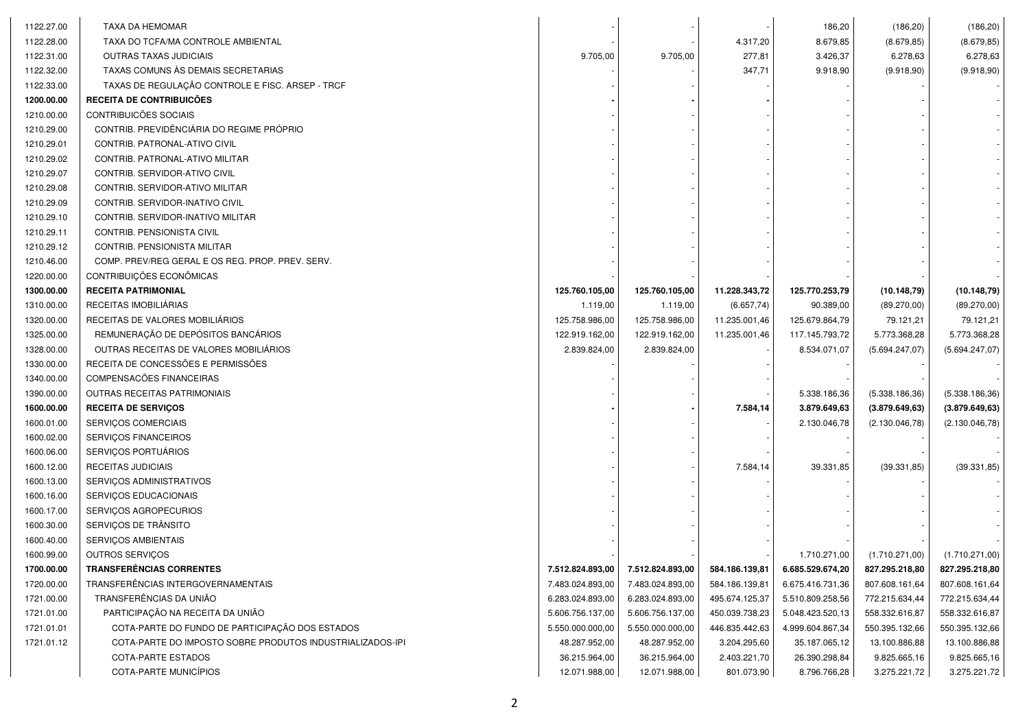| | | | | | | | |
|---|---|---|---|---|---|---|---|
| 1122.27.00 | TAXA DA HEMOMAR | - | - | - | 186,20 | (186,20) | (186,20) |
| 1122.28.00 | TAXA DO TCFA/MA CONTROLE AMBIENTAL | - | - | 4.317,20 | 8.679,85 | (8.679,85) | (8.679,85) |
| 1122.31.00 | OUTRAS TAXAS JUDICIAIS | 9.705,00 | 9.705,00 | 277,81 | 3.426,37 | 6.278,63 | 6.278,63 |
| 1122.32.00 | TAXAS COMUNS ÀS DEMAIS SECRETARIAS | - | - | 347,71 | 9.918,90 | (9.918,90) | (9.918,90) |
| 1122.33.00 | TAXAS DE REGULAÇÃO CONTROLE E FISC. ARSEP - TRCF | - | - | - | - | - | - |
| **1200.00.00** | **RECEITA DE CONTRIBUICÕES** | **-** | **-** | **-** | - | - | - |
| 1210.00.00 | CONTRIBUICÕES SOCIAIS | - | - | - | - | - | - |
| 1210.29.00 | CONTRIB. PREVIDÊNCIÁRIA DO REGIME PRÓPRIO | - | - | - | - | - | - |
| 1210.29.01 | CONTRIB. PATRONAL-ATIVO CIVIL | - | - | - | - | - | - |
| 1210.29.02 | CONTRIB. PATRONAL-ATIVO MILITAR | - | - | - | - | - | - |
| 1210.29.07 | CONTRIB. SERVIDOR-ATIVO CIVIL | - | - | - | - | - | - |
| 1210.29.08 | CONTRIB. SERVIDOR-ATIVO MILITAR | - | - | - | - | - | - |
| 1210.29.09 | CONTRIB. SERVIDOR-INATIVO CIVIL | - | - | - | - | - | - |
| 1210.29.10 | CONTRIB. SERVIDOR-INATIVO MILITAR | - | - | - | - | - | - |
| 1210.29.11 | CONTRIB. PENSIONISTA CIVIL | - | - | - | - | - | - |
| 1210.29.12 | CONTRIB. PENSIONISTA MILITAR | - | - | - | - | - | - |
| 1210.46.00 | COMP. PREV/REG GERAL E OS REG. PROP. PREV. SERV. | - | - | - | - | - | - |
| 1220.00.00 | CONTRIBUIÇÕES ECONÔMICAS | - | - | - | - | - | - |
| **1300.00.00** | **RECEITA PATRIMONIAL** | **125.760.105,00** | **125.760.105,00** | **11.228.343,72** | **125.770.253,79** | **(10.148,79)** | **(10.148,79)** |
| 1310.00.00 | RECEITAS IMOBILIÁRIAS | 1.119,00 | 1.119,00 | (6.657,74) | 90.389,00 | (89.270,00) | (89.270,00) |
| 1320.00.00 | RECEITAS DE VALORES MOBILIÁRIOS | 125.758.986,00 | 125.758.986,00 | 11.235.001,46 | 125.679.864,79 | 79.121,21 | 79.121,21 |
| 1325.00.00 | REMUNERAÇÃO DE DEPÓSITOS BANCÁRIOS | 122.919.162,00 | 122.919.162,00 | 11.235.001,46 | 117.145.793,72 | 5.773.368,28 | 5.773.368,28 |
| 1328.00.00 | OUTRAS RECEITAS DE VALORES MOBILIÁRIOS | 2.839.824,00 | 2.839.824,00 | - | 8.534.071,07 | (5.694.247,07) | (5.694.247,07) |
| 1330.00.00 | RECEITA DE CONCESSÕES E PERMISSÕES | - | - | - | - | - | - |
| 1340.00.00 | COMPENSACÕES FINANCEIRAS | - | - | - | - | - | - |
| 1390.00.00 | OUTRAS RECEITAS PATRIMONIAIS | - | - | - | 5.338.186,36 | (5.338.186,36) | (5.338.186,36) |
| **1600.00.00** | **RECEITA DE SERVIÇOS** | **-** | **-** | **7.584,14** | **3.879.649,63** | **(3.879.649,63)** | **(3.879.649,63)** |
| 1600.01.00 | SERVIÇOS COMERCIAIS | - | - | - | 2.130.046,78 | (2.130.046,78) | (2.130.046,78) |
| 1600.02.00 | SERVIÇOS FINANCEIROS | - | - | - | - | - | - |
| 1600.06.00 | SERVIÇOS PORTUÁRIOS | - | - | - | - | - | - |
| 1600.12.00 | RECEITAS JUDICIAIS | - | - | 7.584,14 | 39.331,85 | (39.331,85) | (39.331,85) |
| 1600.13.00 | SERVIÇOS ADMINISTRATIVOS | - | - | - | - | - | - |
| 1600.16.00 | SERVIÇOS EDUCACIONAIS | - | - | - | - | - | - |
| 1600.17.00 | SERVIÇOS AGROPECURIOS | - | - | - | - | - | - |
| 1600.30.00 | SERVIÇOS DE TRÂNSITO | - | - | - | - | - | - |
| 1600.40.00 | SERVIÇOS AMBIENTAIS | - | - | - | - | - | - |
| 1600.99.00 | OUTROS SERVIÇOS | - | - | - | 1.710.271,00 | (1.710.271,00) | (1.710.271,00) |
| **1700.00.00** | **TRANSFERÊNCIAS CORRENTES** | **7.512.824.893,00** | **7.512.824.893,00** | **584.186.139,81** | **6.685.529.674,20** | **827.295.218,80** | **827.295.218,80** |
| 1720.00.00 | TRANSFERÊNCIAS INTERGOVERNAMENTAIS | 7.483.024.893,00 | 7.483.024.893,00 | 584.186.139,81 | 6.675.416.731,36 | 807.608.161,64 | 807.608.161,64 |
| 1721.00.00 | TRANSFERÊNCIAS DA UNIÃO | 6.283.024.893,00 | 6.283.024.893,00 | 495.674.125,37 | 5.510.809.258,56 | 772.215.634,44 | 772.215.634,44 |
| 1721.01.00 | PARTICIPAÇÃO NA RECEITA DA UNIÃO | 5.606.756.137,00 | 5.606.756.137,00 | 450.039.738,23 | 5.048.423.520,13 | 558.332.616,87 | 558.332.616,87 |
| 1721.01.01 | COTA-PARTE DO FUNDO DE PARTICIPAÇÃO DOS ESTADOS | 5.550.000.000,00 | 5.550.000.000,00 | 446.835.442,63 | 4.999.604.867,34 | 550.395.132,66 | 550.395.132,66 |
| 1721.01.12 | COTA-PARTE DO IMPOSTO SOBRE PRODUTOS INDUSTRIALIZADOS-IPI | 48.287.952,00 | 48.287.952,00 | 3.204.295,60 | 35.187.065,12 | 13.100.886,88 | 13.100.886,88 |
| | COTA-PARTE ESTADOS | 36.215.964,00 | 36.215.964,00 | 2.403.221,70 | 26.390.298,84 | 9.825.665,16 | 9.825.665,16 |
| | COTA-PARTE MUNICÍPIOS | 12.071.988,00 | 12.071.988,00 | 801.073,90 | 8.796.766,28 | 3.275.221,72 | 3.275.221,72 |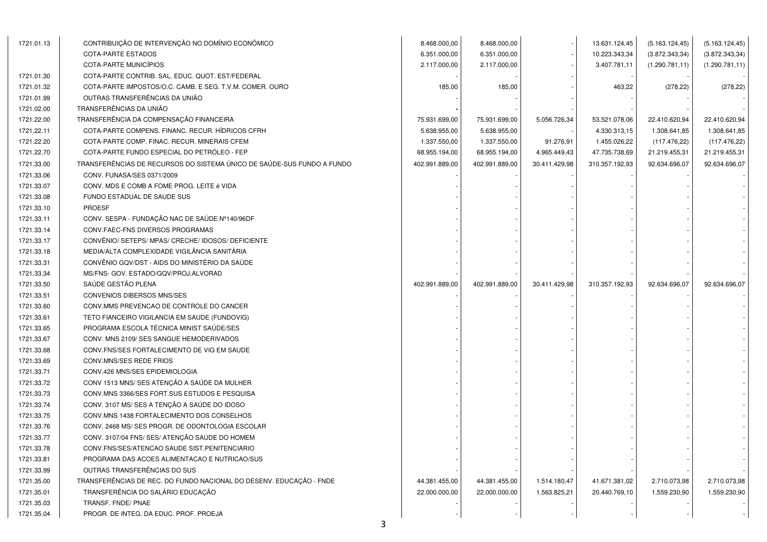| | | | | | | | |
|---|---|---|---|---|---|---|---|
| 1721.01.13 | CONTRIBUIÇÃO DE INTERVENÇÃO NO DOMÍNIO ECONÔMICO | 8.468.000,00 | 8.468.000,00 | - | 13.631.124,45 | (5.163.124,45) | (5.163.124,45) |
| | COTA-PARTE ESTADOS | 6.351.000,00 | 6.351.000,00 | - | 10.223.343,34 | (3.872.343,34) | (3.872.343,34) |
| | COTA-PARTE MUNICÍPIOS | 2.117.000,00 | 2.117.000,00 | - | 3.407.781,11 | (1.290.781,11) | (1.290.781,11) |
| 1721.01.30 | COTA-PARTE CONTRIB. SAL. EDUC. QUOT. EST/FEDERAL | - | - | - | - | - | - |
| 1721.01.32 | COTA-PARTE IMPOSTOS/O.C. CAMB. E SEG. T.V.M. COMER. OURO | 185,00 | 185,00 | - | 463,22 | (278,22) | (278,22) |
| 1721.01.99 | OUTRAS TRANSFERÊNCIAS DA UNIÃO | - | - | - | - | - | - |
| 1721.02.00 | TRANSFERÊNCIAS DA UNIÃO | - | - | - | - | - | - |
| 1721.22.00 | TRANSFERÊNCIA DA COMPENSAÇÃO FINANCEIRA | 75.931.699,00 | 75.931.699,00 | 5.056.726,34 | 53.521.078,06 | 22.410.620,94 | 22.410.620,94 |
| 1721.22.11 | COTA-PARTE COMPENS. FINANC. RECUR. HÍDRICOS CFRH | 5.638.955,00 | 5.638.955,00 | - | 4.330.313,15 | 1.308.641,85 | 1.308.641,85 |
| 1721.22.20 | COTA-PARTE COMP. FINAC. RECUR. MINERAIS CFEM | 1.337.550,00 | 1.337.550,00 | 91.276,91 | 1.455.026,22 | (117.476,22) | (117.476,22) |
| 1721.22.70 | COTA-PARTE FUNDO ESPECIAL DO PETRÓLEO - FEP | 68.955.194,00 | 68.955.194,00 | 4.965.449,43 | 47.735.738,69 | 21.219.455,31 | 21.219.455,31 |
| 1721.33.00 | TRANSFERÊNCIAS DE RECURSOS DO SISTEMA ÚNICO DE SAÚDE-SUS FUNDO A FUNDO | 402.991.889,00 | 402.991.889,00 | 30.411.429,98 | 310.357.192,93 | 92.634.696,07 | 92.634.696,07 |
| 1721.33.06 | CONV. FUNASA/SES 0371/2009 | - | - | - | - | - | - |
| 1721.33.07 | CONV. MDS E COMB A FOME PROG. LEITE é VIDA | - | - | - | - | - | - |
| 1721.33.08 | FUNDO ESTADUAL DE SAUDE SUS | - | - | - | - | - | - |
| 1721.33.10 | PROESF | - | - | - | - | - | - |
| 1721.33.11 | CONV. SESPA - FUNDAÇÃO NAC DE SAÚDE Nº140/96DF | - | - | - | - | - | - |
| 1721.33.14 | CONV.FAEC-FNS DIVERSOS PROGRAMAS | - | - | - | - | - | - |
| 1721.33.17 | CONVÊNIO/ SETEPS/ MPAS/ CRECHE/ IDOSOS/ DEFICIENTE | - | - | - | - | - | - |
| 1721.33.18 | MEDIA/ALTA COMPLEXIDADE VIGILÂNCIA SANITÁRIA | - | - | - | - | - | - |
| 1721.33.31 | CONVÊNIO GQV/DST - AIDS DO MINISTÉRIO DA SAÚDE | - | - | - | - | - | - |
| 1721.33.34 | MS/FNS- GOV. ESTADO/GQV/PROJ.ALVORAD | - | - | - | - | - | - |
| 1721.33.50 | SAÚDE GESTÃO PLENA | 402.991.889,00 | 402.991.889,00 | 30.411.429,98 | 310.357.192,93 | 92.634.696,07 | 92.634.696,07 |
| 1721.33.51 | CONVENIOS DIBERSOS MNS/SES | - | - | - | - | - | - |
| 1721.33.60 | CONV.MMS PREVENCAO DE CONTROLE DO CANCER | - | - | - | - | - | - |
| 1721.33.61 | TETO FIANCEIRO VIGILANCIA EM SAUDE (FUNDOVIG) | - | - | - | - | - | - |
| 1721.33.65 | PROGRAMA ESCOLA TÉCNICA MINIST SAÚDE/SES | - | - | - | - | - | - |
| 1721.33.67 | CONV. MNS 2109/ SES SANGUE HEMODERIVADOS | - | - | - | - | - | - |
| 1721.33.68 | CONV.FNS/SES FORTALECIMENTO DE VIG EM SAUDE | - | - | - | - | - | - |
| 1721.33.69 | CONV.MNS/SES REDE FRIOS | - | - | - | - | - | - |
| 1721.33.71 | CONV.426 MNS/SES EPIDEMIOLOGIA | - | - | - | - | - | - |
| 1721.33.72 | CONV 1513 MNS/ SES ATENÇÃO A SAÚDE DA MULHER | - | - | - | - | - | - |
| 1721.33.73 | CONV.MNS 3366/SES FORT.SUS ESTUDOS E PESQUISA | - | - | - | - | - | - |
| 1721.33.74 | CONV. 3107 MS/ SES A TENÇÃO A SAÚDE DO IDOSO | - | - | - | - | - | - |
| 1721.33.75 | CONV.MNS 1438 FORTALECIMENTO DOS CONSELHOS | - | - | - | - | - | - |
| 1721.33.76 | CONV. 2468 MS/ SES PROGR. DE ODONTOLOGIA ESCOLAR | - | - | - | - | - | - |
| 1721.33.77 | CONV. 3107/04 FNS/ SES/ ATENÇÃO SAÚDE DO HOMEM | - | - | - | - | - | - |
| 1721.33.78 | CONV.FNS/SES/ATENCAO SAUDE SIST.PENITENCIARIO | - | - | - | - | - | - |
| 1721.33.81 | PROGRAMA DAS ACOES ALIMENTACAO E NUTRICAO/SUS | - | - | - | - | - | - |
| 1721.33.99 | OUTRAS TRANSFERÊNCIAS DO SUS | - | - | - | - | - | - |
| 1721.35.00 | TRANSFERÊNCIAS DE REC. DO FUNDO NACIONAL DO DESENV. EDUCAÇÃO - FNDE | 44.381.455,00 | 44.381.455,00 | 1.514.180,47 | 41.671.381,02 | 2.710.073,98 | 2.710.073,98 |
| 1721.35.01 | TRANSFERÊNCIA DO SALÁRIO EDUCAÇÃO | 22.000.000,00 | 22.000.000,00 | 1.563.825,21 | 20.440.769,10 | 1.559.230,90 | 1.559.230,90 |
| 1721.35.03 | TRANSF. FNDE/ PNAE | - | - | - | - | - | - |
| 1721.35.04 | PROGR. DE INTEG. DA EDUC. PROF. PROEJA | - | - | - | - | - | - |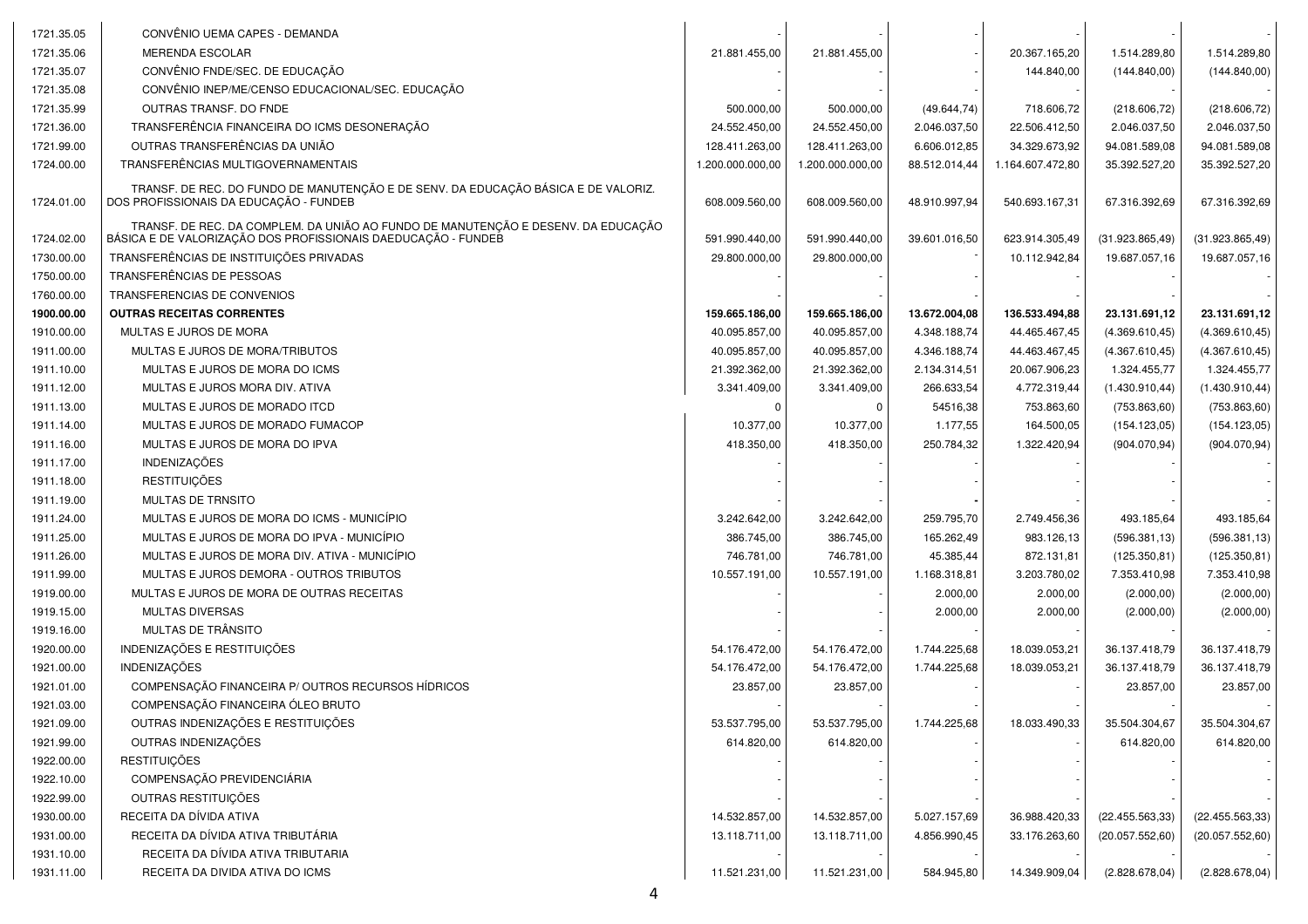| | | | | | | | |
|---|---|---|---|---|---|---|---|
| 1721.35.05 | CONVÊNIO UEMA CAPES - DEMANDA | - | - | - | - | - | - |
| 1721.35.06 | MERENDA ESCOLAR | 21.881.455,00 | 21.881.455,00 | - | 20.367.165,20 | 1.514.289,80 | 1.514.289,80 |
| 1721.35.07 | CONVÊNIO FNDE/SEC. DE EDUCAÇÃO | - | - | - | 144.840,00 | (144.840,00) | (144.840,00) |
| 1721.35.08 | CONVÊNIO INEP/ME/CENSO EDUCACIONAL/SEC. EDUCAÇÃO | - | - | - | - | - | - |
| 1721.35.99 | OUTRAS TRANSF. DO FNDE | 500.000,00 | 500.000,00 | (49.644,74) | 718.606,72 | (218.606,72) | (218.606,72) |
| 1721.36.00 | TRANSFERÊNCIA FINANCEIRA DO ICMS DESONERAÇÃO | 24.552.450,00 | 24.552.450,00 | 2.046.037,50 | 22.506.412,50 | 2.046.037,50 | 2.046.037,50 |
| 1721.99.00 | OUTRAS TRANSFERÊNCIAS DA UNIÃO | 128.411.263,00 | 128.411.263,00 | 6.606.012,85 | 34.329.673,92 | 94.081.589,08 | 94.081.589,08 |
| 1724.00.00 | TRANSFERÊNCIAS MULTIGOVERNAMENTAIS | 1.200.000.000,00 | 1.200.000.000,00 | 88.512.014,44 | 1.164.607.472,80 | 35.392.527,20 | 35.392.527,20 |
| 1724.01.00 | TRANSF. DE REC. DO FUNDO DE MANUTENÇÃO E DE SENV. DA EDUCAÇÃO BÁSICA E DE VALORIZ. DOS PROFISSIONAIS DA EDUCAÇÃO - FUNDEB | 608.009.560,00 | 608.009.560,00 | 48.910.997,94 | 540.693.167,31 | 67.316.392,69 | 67.316.392,69 |
| 1724.02.00 | TRANSF. DE REC. DA COMPLEM. DA UNIÃO AO FUNDO DE MANUTENÇÃO E DESENV. DA EDUCAÇÃO BÁSICA E DE VALORIZAÇÃO DOS PROFISSIONAIS DAEDUCAÇÃO - FUNDEB | 591.990.440,00 | 591.990.440,00 | 39.601.016,50 | 623.914.305,49 | (31.923.865,49) | (31.923.865,49) |
| 1730.00.00 | TRANSFERÊNCIAS DE INSTITUIÇÕES PRIVADAS | 29.800.000,00 | 29.800.000,00 | - | 10.112.942,84 | 19.687.057,16 | 19.687.057,16 |
| 1750.00.00 | TRANSFERÊNCIAS DE PESSOAS | - | - | - | - | - | - |
| 1760.00.00 | TRANSFERENCIAS DE CONVENIOS | - | - | - | - | - | - |
| **1900.00.00** | **OUTRAS RECEITAS CORRENTES** | **159.665.186,00** | **159.665.186,00** | **13.672.004,08** | **136.533.494,88** | **23.131.691,12** | **23.131.691,12** |
| 1910.00.00 | MULTAS E JUROS DE MORA | 40.095.857,00 | 40.095.857,00 | 4.348.188,74 | 44.465.467,45 | (4.369.610,45) | (4.369.610,45) |
| 1911.00.00 | MULTAS E JUROS DE MORA/TRIBUTOS | 40.095.857,00 | 40.095.857,00 | 4.346.188,74 | 44.463.467,45 | (4.367.610,45) | (4.367.610,45) |
| 1911.10.00 | MULTAS E JUROS DE MORA DO ICMS | 21.392.362,00 | 21.392.362,00 | 2.134.314,51 | 20.067.906,23 | 1.324.455,77 | 1.324.455,77 |
| 1911.12.00 | MULTAS E JUROS MORA DIV. ATIVA | 3.341.409,00 | 3.341.409,00 | 266.633,54 | 4.772.319,44 | (1.430.910,44) | (1.430.910,44) |
| 1911.13.00 | MULTAS E JUROS DE MORADO ITCD | 0 | 0 | 54516,38 | 753.863,60 | (753.863,60) | (753.863,60) |
| 1911.14.00 | MULTAS E JUROS DE MORADO FUMACOP | 10.377,00 | 10.377,00 | 1.177,55 | 164.500,05 | (154.123,05) | (154.123,05) |
| 1911.16.00 | MULTAS E JUROS DE MORA DO IPVA | 418.350,00 | 418.350,00 | 250.784,32 | 1.322.420,94 | (904.070,94) | (904.070,94) |
| 1911.17.00 | INDENIZAÇÕES | - | - | - | - | - | - |
| 1911.18.00 | RESTITUIÇÕES | - | - | - | - | - | - |
| 1911.19.00 | MULTAS DE TRNSITO | - | - | - | - | - | - |
| 1911.24.00 | MULTAS E JUROS DE MORA DO ICMS - MUNICÍPIO | 3.242.642,00 | 3.242.642,00 | 259.795,70 | 2.749.456,36 | 493.185,64 | 493.185,64 |
| 1911.25.00 | MULTAS E JUROS DE MORA DO IPVA - MUNICÍPIO | 386.745,00 | 386.745,00 | 165.262,49 | 983.126,13 | (596.381,13) | (596.381,13) |
| 1911.26.00 | MULTAS E JUROS DE MORA DIV. ATIVA - MUNICÍPIO | 746.781,00 | 746.781,00 | 45.385,44 | 872.131,81 | (125.350,81) | (125.350,81) |
| 1911.99.00 | MULTAS E JUROS DEMORA - OUTROS TRIBUTOS | 10.557.191,00 | 10.557.191,00 | 1.168.318,81 | 3.203.780,02 | 7.353.410,98 | 7.353.410,98 |
| 1919.00.00 | MULTAS E JUROS DE MORA DE OUTRAS RECEITAS | - | - | 2.000,00 | 2.000,00 | (2.000,00) | (2.000,00) |
| 1919.15.00 | MULTAS DIVERSAS | - | - | 2.000,00 | 2.000,00 | (2.000,00) | (2.000,00) |
| 1919.16.00 | MULTAS DE TRÂNSITO | - | - | - | - | - | - |
| 1920.00.00 | INDENIZAÇÕES E RESTITUIÇÕES | 54.176.472,00 | 54.176.472,00 | 1.744.225,68 | 18.039.053,21 | 36.137.418,79 | 36.137.418,79 |
| 1921.00.00 | INDENIZAÇÕES | 54.176.472,00 | 54.176.472,00 | 1.744.225,68 | 18.039.053,21 | 36.137.418,79 | 36.137.418,79 |
| 1921.01.00 | COMPENSAÇÃO FINANCEIRA P/ OUTROS RECURSOS HÍDRICOS | 23.857,00 | 23.857,00 | - | - | 23.857,00 | 23.857,00 |
| 1921.03.00 | COMPENSAÇÃO FINANCEIRA ÓLEO BRUTO | - | - | - | - | - | - |
| 1921.09.00 | OUTRAS INDENIZAÇÕES E RESTITUIÇÕES | 53.537.795,00 | 53.537.795,00 | 1.744.225,68 | 18.033.490,33 | 35.504.304,67 | 35.504.304,67 |
| 1921.99.00 | OUTRAS INDENIZAÇÕES | 614.820,00 | 614.820,00 | - | - | 614.820,00 | 614.820,00 |
| 1922.00.00 | RESTITUIÇÕES | - | - | - | - | - | - |
| 1922.10.00 | COMPENSAÇÃO PREVIDENCIÁRIA | - | - | - | - | - | - |
| 1922.99.00 | OUTRAS RESTITUIÇÕES | - | - | - | - | - | - |
| 1930.00.00 | RECEITA DA DÍVIDA ATIVA | 14.532.857,00 | 14.532.857,00 | 5.027.157,69 | 36.988.420,33 | (22.455.563,33) | (22.455.563,33) |
| 1931.00.00 | RECEITA DA DÍVIDA ATIVA TRIBUTÁRIA | 13.118.711,00 | 13.118.711,00 | 4.856.990,45 | 33.176.263,60 | (20.057.552,60) | (20.057.552,60) |
| 1931.10.00 | RECEITA DA DÍVIDA ATIVA TRIBUTARIA | - | - | - | - | - | - |
| 1931.11.00 | RECEITA DA DIVIDA ATIVA DO ICMS | 11.521.231,00 | 11.521.231,00 | 584.945,80 | 14.349.909,04 | (2.828.678,04) | (2.828.678,04) |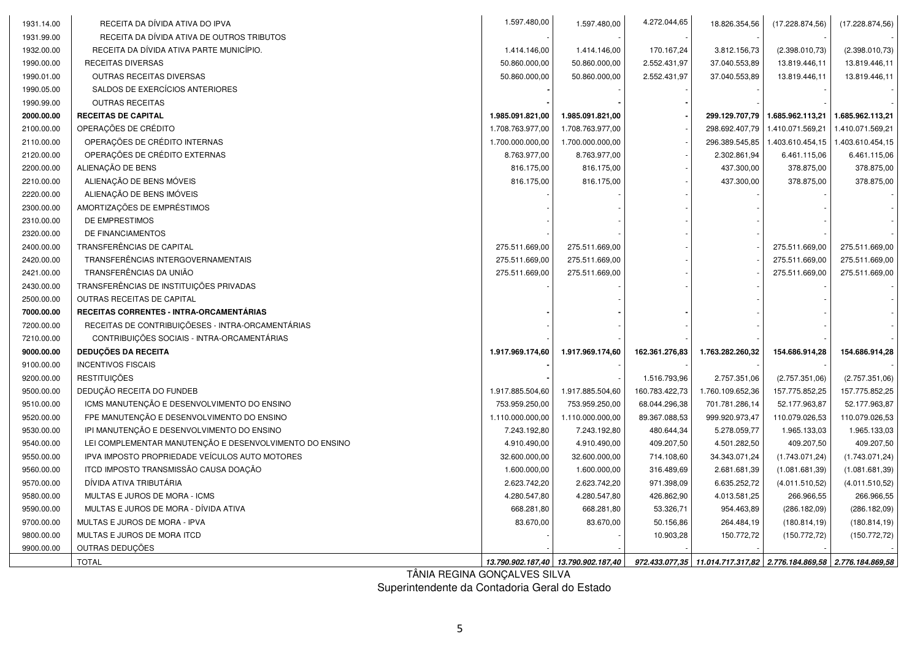| | | | | | | | |
|---|---|---|---|---|---|---|---|
| 1931.14.00 | RECEITA DA DÍVIDA ATIVA DO IPVA | 1.597.480,00 | 1.597.480,00 | 4.272.044,65 | 18.826.354,56 | (17.228.874,56) | (17.228.874,56) |
| 1931.99.00 | RECEITA DA DÍVIDA ATIVA DE OUTROS TRIBUTOS | - | - | - | - | - | - |
| 1932.00.00 | RECEITA DA DÍVIDA ATIVA PARTE MUNICÍPIO. | 1.414.146,00 | 1.414.146,00 | 170.167,24 | 3.812.156,73 | (2.398.010,73) | (2.398.010,73) |
| 1990.00.00 | RECEITAS DIVERSAS | 50.860.000,00 | 50.860.000,00 | 2.552.431,97 | 37.040.553,89 | 13.819.446,11 | 13.819.446,11 |
| 1990.01.00 | OUTRAS RECEITAS DIVERSAS | 50.860.000,00 | 50.860.000,00 | 2.552.431,97 | 37.040.553,89 | 13.819.446,11 | 13.819.446,11 |
| 1990.05.00 | SALDOS DE EXERCÍCIOS ANTERIORES | - | - | - | - | - | - |
| 1990.99.00 | OUTRAS RECEITAS | - | - | - | - | - | - |
| **2000.00.00** | **RECEITAS DE CAPITAL** | **1.985.091.821,00** | **1.985.091.821,00** | **-** | **299.129.707,79** | **1.685.962.113,21** | **1.685.962.113,21** |
| 2100.00.00 | OPERAÇÕES DE CRÉDITO | 1.708.763.977,00 | 1.708.763.977,00 | - | 298.692.407,79 | 1.410.071.569,21 | 1.410.071.569,21 |
| 2110.00.00 | OPERAÇÕES DE CRÉDITO INTERNAS | 1.700.000.000,00 | 1.700.000.000,00 | - | 296.389.545,85 | 1.403.610.454,15 | 1.403.610.454,15 |
| 2120.00.00 | OPERAÇÕES DE CRÉDITO EXTERNAS | 8.763.977,00 | 8.763.977,00 | - | 2.302.861,94 | 6.461.115,06 | 6.461.115,06 |
| 2200.00.00 | ALIENAÇÃO DE BENS | 816.175,00 | 816.175,00 | - | 437.300,00 | 378.875,00 | 378.875,00 |
| 2210.00.00 | ALIENAÇÃO DE BENS MÓVEIS | 816.175,00 | 816.175,00 | - | 437.300,00 | 378.875,00 | 378.875,00 |
| 2220.00.00 | ALIENAÇÃO DE BENS IMÓVEIS | - | - | - | - | - | - |
| 2300.00.00 | AMORTIZAÇÕES DE EMPRÉSTIMOS | - | - | - | - | - | - |
| 2310.00.00 | DE EMPRESTIMOS | - | - | - | - | - | - |
| 2320.00.00 | DE FINANCIAMENTOS | - | - | - | - | - | - |
| 2400.00.00 | TRANSFERÊNCIAS DE CAPITAL | 275.511.669,00 | 275.511.669,00 | - | - | 275.511.669,00 | 275.511.669,00 |
| 2420.00.00 | TRANSFERÊNCIAS INTERGOVERNAMENTAIS | 275.511.669,00 | 275.511.669,00 | - | - | 275.511.669,00 | 275.511.669,00 |
| 2421.00.00 | TRANSFERÊNCIAS DA UNIÃO | 275.511.669,00 | 275.511.669,00 | - | - | 275.511.669,00 | 275.511.669,00 |
| 2430.00.00 | TRANSFERÊNCIAS DE INSTITUIÇÕES PRIVADAS | - | - | - | - | - | - |
| 2500.00.00 | OUTRAS RECEITAS DE CAPITAL | - | - | - | - | - | - |
| **7000.00.00** | **RECEITAS CORRENTES - INTRA-ORCAMENTÁRIAS** | **-** | **-** | **-** | **-** | **-** | **-** |
| 7200.00.00 | RECEITAS DE CONTRIBUIÇÕESES - INTRA-ORCAMENTÁRIAS | - | - | - | - | - | - |
| 7210.00.00 | CONTRIBUIÇÕES SOCIAIS - INTRA-ORCAMENTÁRIAS | - | - | - | - | - | - |
| **9000.00.00** | **DEDUÇÕES DA RECEITA** | **1.917.969.174,60** | **1.917.969.174,60** | **162.361.276,83** | **1.763.282.260,32** | **154.686.914,28** | **154.686.914,28** |
| 9100.00.00 | INCENTIVOS FISCAIS | - | - | - | - | - | - |
| 9200.00.00 | RESTITUIÇÕES | - | - | 1.516.793,96 | 2.757.351,06 | (2.757.351,06) | (2.757.351,06) |
| 9500.00.00 | DEDUÇÃO RECEITA DO FUNDEB | 1.917.885.504,60 | 1.917.885.504,60 | 160.783.422,73 | 1.760.109.652,36 | 157.775.852,25 | 157.775.852,25 |
| 9510.00.00 | ICMS MANUTENÇÃO E DESENVOLVIMENTO DO ENSINO | 753.959.250,00 | 753.959.250,00 | 68.044.296,38 | 701.781.286,14 | 52.177.963,87 | 52.177.963,87 |
| 9520.00.00 | FPE MANUTENÇÃO E DESENVOLVIMENTO DO ENSINO | 1.110.000.000,00 | 1.110.000.000,00 | 89.367.088,53 | 999.920.973,47 | 110.079.026,53 | 110.079.026,53 |
| 9530.00.00 | IPI MANUTENÇÃO E DESENVOLVIMENTO DO ENSINO | 7.243.192,80 | 7.243.192,80 | 480.644,34 | 5.278.059,77 | 1.965.133,03 | 1.965.133,03 |
| 9540.00.00 | LEI COMPLEMENTAR MANUTENÇÃO E DESENVOLVIMENTO DO ENSINO | 4.910.490,00 | 4.910.490,00 | 409.207,50 | 4.501.282,50 | 409.207,50 | 409.207,50 |
| 9550.00.00 | IPVA IMPOSTO PROPRIEDADE VEÍCULOS AUTO MOTORES | 32.600.000,00 | 32.600.000,00 | 714.108,60 | 34.343.071,24 | (1.743.071,24) | (1.743.071,24) |
| 9560.00.00 | ITCD IMPOSTO TRANSMISSÃO CAUSA DOAÇÃO | 1.600.000,00 | 1.600.000,00 | 316.489,69 | 2.681.681,39 | (1.081.681,39) | (1.081.681,39) |
| 9570.00.00 | DÍVIDA ATIVA TRIBUTÁRIA | 2.623.742,20 | 2.623.742,20 | 971.398,09 | 6.635.252,72 | (4.011.510,52) | (4.011.510,52) |
| 9580.00.00 | MULTAS E JUROS DE MORA - ICMS | 4.280.547,80 | 4.280.547,80 | 426.862,90 | 4.013.581,25 | 266.966,55 | 266.966,55 |
| 9590.00.00 | MULTAS E JUROS DE MORA - DÍVIDA ATIVA | 668.281,80 | 668.281,80 | 53.326,71 | 954.463,89 | (286.182,09) | (286.182,09) |
| 9700.00.00 | MULTAS E JUROS DE MORA - IPVA | 83.670,00 | 83.670,00 | 50.156,86 | 264.484,19 | (180.814,19) | (180.814,19) |
| 9800.00.00 | MULTAS E JUROS DE MORA ITCD | - | - | 10.903,28 | 150.772,72 | (150.772,72) | (150.772,72) |
| 9900.00.00 | OUTRAS DEDUÇÕES | - | - | - | - | - | - |
| | TOTAL | *13.790.902.187,40* | *13.790.902.187,40* | *972.433.077,35* | *11.014.717.317,82* | *2.776.184.869,58* | *2.776.184.869,58* |

TÂNIA REGINA GONÇALVES SILVA

Superintendente da Contadoria Geral do Estado